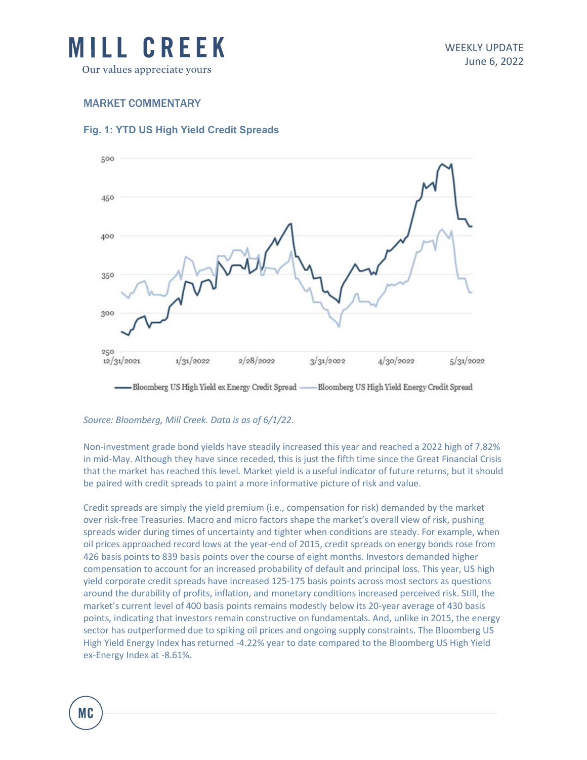# MILL CREEK

Our values appreciate yours

WEEKLY UPDATE
June 6, 2022

## MARKET COMMENTARY

### Fig. 1: YTD US High Yield Credit Spreads

*Source: Bloomberg, Mill Creek. Data is as of 6/1/22.*

Non-investment grade bond yields have steadily increased this year and reached a 2022 high of 7.82% in mid-May. Although they have since receded, this is just the fifth time since the Great Financial Crisis that the market has reached this level. Market yield is a useful indicator of future returns, but it should be paired with credit spreads to paint a more informative picture of risk and value.

Credit spreads are simply the yield premium (i.e., compensation for risk) demanded by the market over risk-free Treasuries. Macro and micro factors shape the market's overall view of risk, pushing spreads wider during times of uncertainty and tighter when conditions are steady. For example, when oil prices approached record lows at the year-end of 2015, credit spreads on energy bonds rose from 426 basis points to 839 basis points over the course of eight months. Investors demanded higher compensation to account for an increased probability of default and principal loss. This year, US high yield corporate credit spreads have increased 125-175 basis points across most sectors as questions around the durability of profits, inflation, and monetary conditions increased perceived risk. Still, the market's current level of 400 basis points remains modestly below its 20-year average of 430 basis points, indicating that investors remain constructive on fundamentals. And, unlike in 2015, the energy sector has outperformed due to spiking oil prices and ongoing supply constraints. The Bloomberg US High Yield Energy Index has returned -4.22% year to date compared to the Bloomberg US High Yield ex-Energy Index at -8.61%.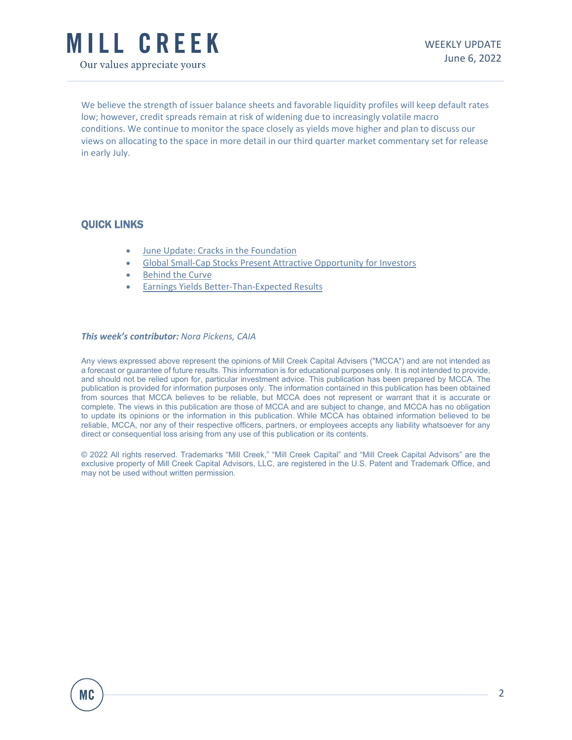We believe the strength of issuer balance sheets and favorable liquidity profiles will keep default rates low; however, credit spreads remain at risk of widening due to increasingly volatile macro conditions. We continue to monitor the space closely as yields move higher and plan to discuss our views on allocating to the space in more detail in our third quarter market commentary set for release in early July.

## QUICK LINKS

- June Update: Cracks in the Foundation
- Global Small-Cap Stocks Present Attractive Opportunity for Investors
- Behind the Curve
- Earnings Yields Better-Than-Expected Results

***This week's contributor:*** *Nora Pickens, CAIA*

Any views expressed above represent the opinions of Mill Creek Capital Advisers ("MCCA") and are not intended as a forecast or guarantee of future results. This information is for educational purposes only. It is not intended to provide, and should not be relied upon for, particular investment advice. This publication has been prepared by MCCA. The publication is provided for information purposes only. The information contained in this publication has been obtained from sources that MCCA believes to be reliable, but MCCA does not represent or warrant that it is accurate or complete. The views in this publication are those of MCCA and are subject to change, and MCCA has no obligation to update its opinions or the information in this publication. While MCCA has obtained information believed to be reliable, MCCA, nor any of their respective officers, partners, or employees accepts any liability whatsoever for any direct or consequential loss arising from any use of this publication or its contents.

© 2022 All rights reserved. Trademarks "Mill Creek," "Mill Creek Capital" and "Mill Creek Capital Advisors" are the exclusive property of Mill Creek Capital Advisors, LLC, are registered in the U.S. Patent and Trademark Office, and may not be used without written permission.